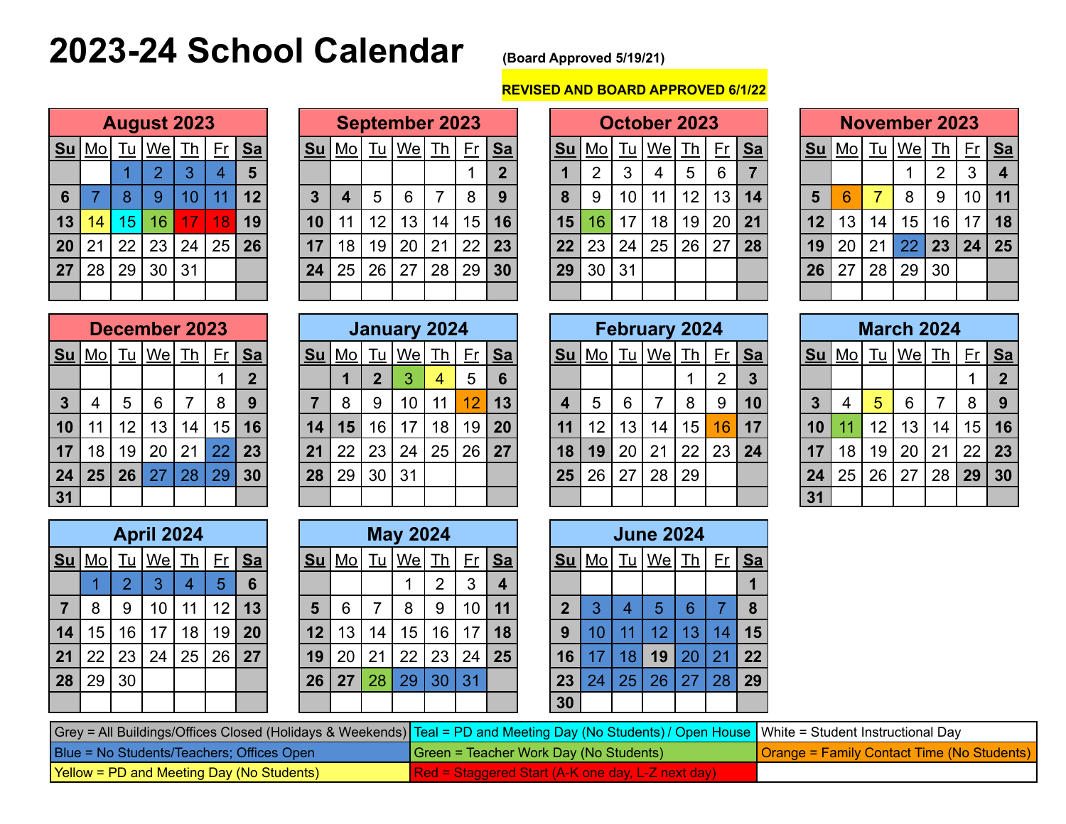# 2023-24 School Calendar

**(Board Approved 5/19/21)**

**REVISED AND BOARD APPROVED 6/1/22**

### August 2023

| Su | Mo | Tu | We | Th | Fr | Sa |
|---|---|---|---|---|---|---|
| | | 1 | 2 | 3 | 4 | 5 |
| 6 | 7 | 8 | 9 | 10 | 11 | 12 |
| 13 | 14 | 15 | 16 | 17 | 18 | 19 |
| 20 | 21 | 22 | 23 | 24 | 25 | 26 |
| 27 | 28 | 29 | 30 | 31 | | |

### September 2023

| Su | Mo | Tu | We | Th | Fr | Sa |
|---|---|---|---|---|---|---|
| | | | | | 1 | 2 |
| 3 | 4 | 5 | 6 | 7 | 8 | 9 |
| 10 | 11 | 12 | 13 | 14 | 15 | 16 |
| 17 | 18 | 19 | 20 | 21 | 22 | 23 |
| 24 | 25 | 26 | 27 | 28 | 29 | 30 |

### October 2023

| Su | Mo | Tu | We | Th | Fr | Sa |
|---|---|---|---|---|---|---|
| 1 | 2 | 3 | 4 | 5 | 6 | 7 |
| 8 | 9 | 10 | 11 | 12 | 13 | 14 |
| 15 | 16 | 17 | 18 | 19 | 20 | 21 |
| 22 | 23 | 24 | 25 | 26 | 27 | 28 |
| 29 | 30 | 31 | | | | |

### November 2023

| Su | Mo | Tu | We | Th | Fr | Sa |
|---|---|---|---|---|---|---|
| | | | 1 | 2 | 3 | 4 |
| 5 | 6 | 7 | 8 | 9 | 10 | 11 |
| 12 | 13 | 14 | 15 | 16 | 17 | 18 |
| 19 | 20 | 21 | 22 | 23 | 24 | 25 |
| 26 | 27 | 28 | 29 | 30 | | |

### December 2023

| Su | Mo | Tu | We | Th | Fr | Sa |
|---|---|---|---|---|---|---|
| | | | | | 1 | 2 |
| 3 | 4 | 5 | 6 | 7 | 8 | 9 |
| 10 | 11 | 12 | 13 | 14 | 15 | 16 |
| 17 | 18 | 19 | 20 | 21 | 22 | 23 |
| 24 | 25 | 26 | 27 | 28 | 29 | 30 |
| 31 | | | | | | |

### January 2024

| Su | Mo | Tu | We | Th | Fr | Sa |
|---|---|---|---|---|---|---|
| | 1 | 2 | 3 | 4 | 5 | 6 |
| 7 | 8 | 9 | 10 | 11 | 12 | 13 |
| 14 | 15 | 16 | 17 | 18 | 19 | 20 |
| 21 | 22 | 23 | 24 | 25 | 26 | 27 |
| 28 | 29 | 30 | 31 | | | |

### February 2024

| Su | Mo | Tu | We | Th | Fr | Sa |
|---|---|---|---|---|---|---|
| | | | | 1 | 2 | 3 |
| 4 | 5 | 6 | 7 | 8 | 9 | 10 |
| 11 | 12 | 13 | 14 | 15 | 16 | 17 |
| 18 | 19 | 20 | 21 | 22 | 23 | 24 |
| 25 | 26 | 27 | 28 | 29 | | |

### March 2024

| Su | Mo | Tu | We | Th | Fr | Sa |
|---|---|---|---|---|---|---|
| | | | | | 1 | 2 |
| 3 | 4 | 5 | 6 | 7 | 8 | 9 |
| 10 | 11 | 12 | 13 | 14 | 15 | 16 |
| 17 | 18 | 19 | 20 | 21 | 22 | 23 |
| 24 | 25 | 26 | 27 | 28 | 29 | 30 |
| 31 | | | | | | |

### April 2024

| Su | Mo | Tu | We | Th | Fr | Sa |
|---|---|---|---|---|---|---|
| | 1 | 2 | 3 | 4 | 5 | 6 |
| 7 | 8 | 9 | 10 | 11 | 12 | 13 |
| 14 | 15 | 16 | 17 | 18 | 19 | 20 |
| 21 | 22 | 23 | 24 | 25 | 26 | 27 |
| 28 | 29 | 30 | | | | |

### May 2024

| Su | Mo | Tu | We | Th | Fr | Sa |
|---|---|---|---|---|---|---|
| | | | 1 | 2 | 3 | 4 |
| 5 | 6 | 7 | 8 | 9 | 10 | 11 |
| 12 | 13 | 14 | 15 | 16 | 17 | 18 |
| 19 | 20 | 21 | 22 | 23 | 24 | 25 |
| 26 | 27 | 28 | 29 | 30 | 31 | |

### June 2024

| Su | Mo | Tu | We | Th | Fr | Sa |
|---|---|---|---|---|---|---|
| | | | | | | 1 |
| 2 | 3 | 4 | 5 | 6 | 7 | 8 |
| 9 | 10 | 11 | 12 | 13 | 14 | 15 |
| 16 | 17 | 18 | 19 | 20 | 21 | 22 |
| 23 | 24 | 25 | 26 | 27 | 28 | 29 |
| 30 | | | | | | |

| | | |
|---|---|---|
| Grey = All Buildings/Offices Closed (Holidays & Weekends) | Teal = PD and Meeting Day (No Students) / Open House | White = Student Instructional Day |
| Blue = No Students/Teachers; Offices Open | Green = Teacher Work Day (No Students) | Orange = Family Contact Time (No Students) |
| Yellow = PD and Meeting Day (No Students) | Red = Staggered Start (A-K one day, L-Z next day) | |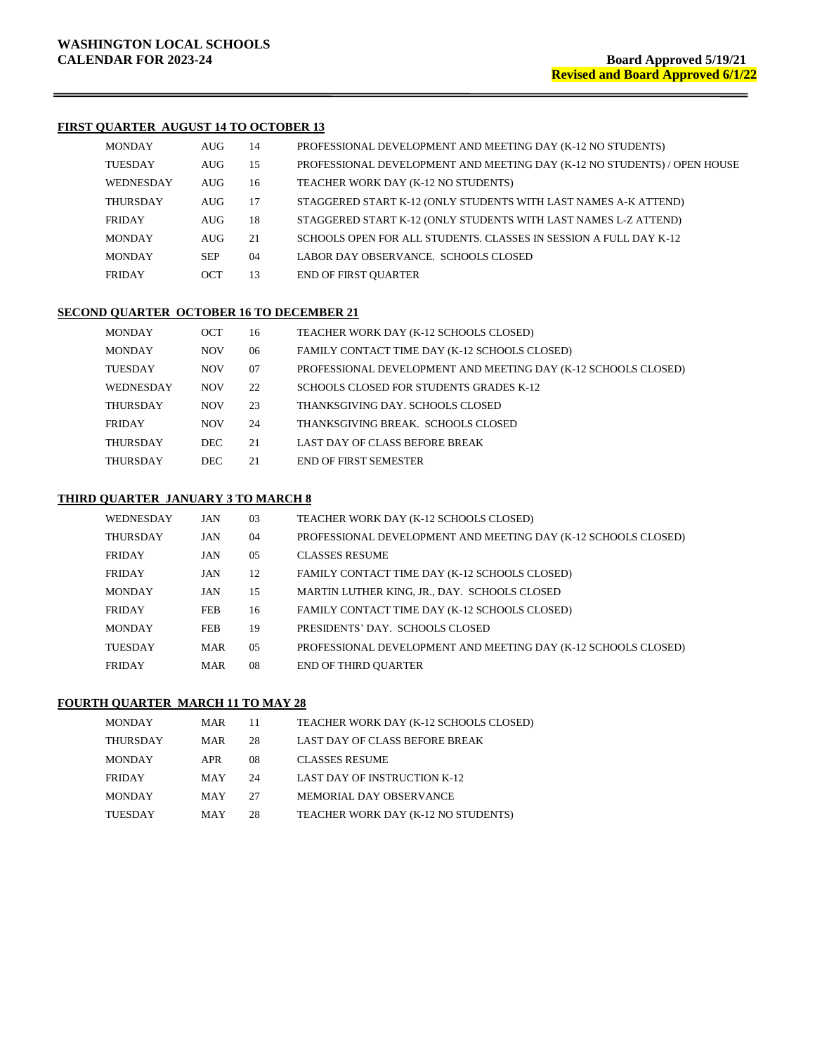**WASHINGTON LOCAL SCHOOLS**
**CALENDAR FOR 2023-24**

**Board Approved 5/19/21**
**Revised and Board Approved 6/1/22**

## FIRST QUARTER AUGUST 14 TO OCTOBER 13

| | | | |
|---|---|---|---|
| MONDAY | AUG | 14 | PROFESSIONAL DEVELOPMENT AND MEETING DAY (K-12 NO STUDENTS) |
| TUESDAY | AUG | 15 | PROFESSIONAL DEVELOPMENT AND MEETING DAY (K-12 NO STUDENTS) / OPEN HOUSE |
| WEDNESDAY | AUG | 16 | TEACHER WORK DAY (K-12 NO STUDENTS) |
| THURSDAY | AUG | 17 | STAGGERED START K-12 (ONLY STUDENTS WITH LAST NAMES A-K ATTEND) |
| FRIDAY | AUG | 18 | STAGGERED START K-12 (ONLY STUDENTS WITH LAST NAMES L-Z ATTEND) |
| MONDAY | AUG | 21 | SCHOOLS OPEN FOR ALL STUDENTS. CLASSES IN SESSION A FULL DAY K-12 |
| MONDAY | SEP | 04 | LABOR DAY OBSERVANCE. SCHOOLS CLOSED |
| FRIDAY | OCT | 13 | END OF FIRST QUARTER |

## SECOND QUARTER OCTOBER 16 TO DECEMBER 21

| | | | |
|---|---|---|---|
| MONDAY | OCT | 16 | TEACHER WORK DAY (K-12 SCHOOLS CLOSED) |
| MONDAY | NOV | 06 | FAMILY CONTACT TIME DAY (K-12 SCHOOLS CLOSED) |
| TUESDAY | NOV | 07 | PROFESSIONAL DEVELOPMENT AND MEETING DAY (K-12 SCHOOLS CLOSED) |
| WEDNESDAY | NOV | 22 | SCHOOLS CLOSED FOR STUDENTS GRADES K-12 |
| THURSDAY | NOV | 23 | THANKSGIVING DAY. SCHOOLS CLOSED |
| FRIDAY | NOV | 24 | THANKSGIVING BREAK. SCHOOLS CLOSED |
| THURSDAY | DEC | 21 | LAST DAY OF CLASS BEFORE BREAK |
| THURSDAY | DEC | 21 | END OF FIRST SEMESTER |

## THIRD QUARTER JANUARY 3 TO MARCH 8

| | | | |
|---|---|---|---|
| WEDNESDAY | JAN | 03 | TEACHER WORK DAY (K-12 SCHOOLS CLOSED) |
| THURSDAY | JAN | 04 | PROFESSIONAL DEVELOPMENT AND MEETING DAY (K-12 SCHOOLS CLOSED) |
| FRIDAY | JAN | 05 | CLASSES RESUME |
| FRIDAY | JAN | 12 | FAMILY CONTACT TIME DAY (K-12 SCHOOLS CLOSED) |
| MONDAY | JAN | 15 | MARTIN LUTHER KING, JR., DAY. SCHOOLS CLOSED |
| FRIDAY | FEB | 16 | FAMILY CONTACT TIME DAY (K-12 SCHOOLS CLOSED) |
| MONDAY | FEB | 19 | PRESIDENTS' DAY. SCHOOLS CLOSED |
| TUESDAY | MAR | 05 | PROFESSIONAL DEVELOPMENT AND MEETING DAY (K-12 SCHOOLS CLOSED) |
| FRIDAY | MAR | 08 | END OF THIRD QUARTER |

## FOURTH QUARTER MARCH 11 TO MAY 28

| | | | |
|---|---|---|---|
| MONDAY | MAR | 11 | TEACHER WORK DAY (K-12 SCHOOLS CLOSED) |
| THURSDAY | MAR | 28 | LAST DAY OF CLASS BEFORE BREAK |
| MONDAY | APR | 08 | CLASSES RESUME |
| FRIDAY | MAY | 24 | LAST DAY OF INSTRUCTION K-12 |
| MONDAY | MAY | 27 | MEMORIAL DAY OBSERVANCE |
| TUESDAY | MAY | 28 | TEACHER WORK DAY (K-12 NO STUDENTS) |